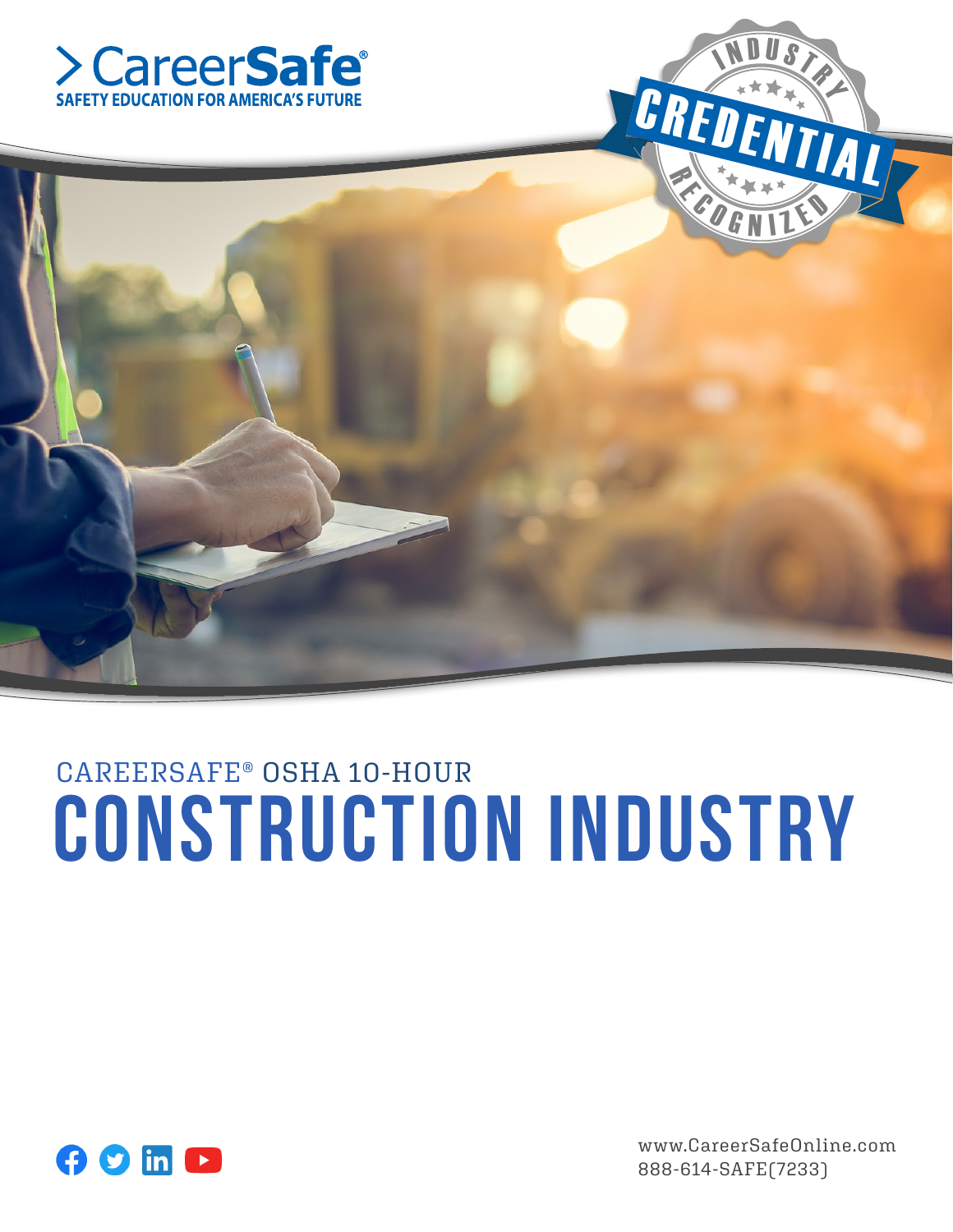> CareerSafe®
SAFETY EDUCATION FOR AMERICA'S FUTURE

INDUSTRY CREDENTIAL RECOGNIZED

CAREERSAFE® OSHA 10-HOUR

# CONSTRUCTION INDUSTRY

www.CareerSafeOnline.com
888-614-SAFE(7233)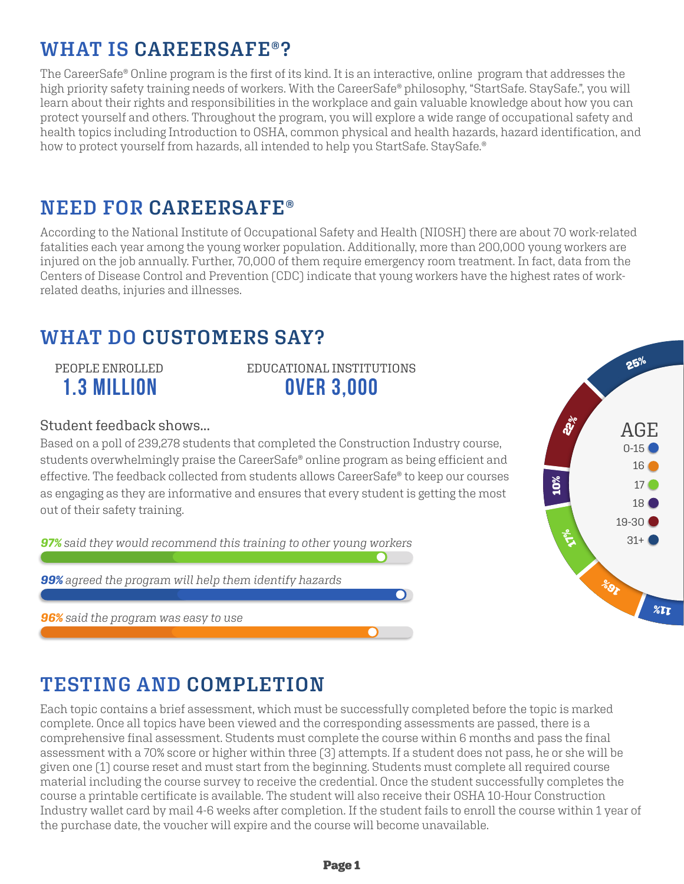## WHAT IS CAREERSAFE®?

The CareerSafe® Online program is the first of its kind. It is an interactive, online program that addresses the high priority safety training needs of workers. With the CareerSafe® philosophy, "StartSafe. StaySafe.", you will learn about their rights and responsibilities in the workplace and gain valuable knowledge about how you can protect yourself and others. Throughout the program, you will explore a wide range of occupational safety and health topics including Introduction to OSHA, common physical and health hazards, hazard identification, and how to protect yourself from hazards, all intended to help you StartSafe. StaySafe.®

## NEED FOR CAREERSAFE®

According to the National Institute of Occupational Safety and Health (NIOSH) there are about 70 work-related fatalities each year among the young worker population. Additionally, more than 200,000 young workers are injured on the job annually. Further, 70,000 of them require emergency room treatment. In fact, data from the Centers of Disease Control and Prevention (CDC) indicate that young workers have the highest rates of work-related deaths, injuries and illnesses.

## WHAT DO CUSTOMERS SAY?

PEOPLE ENROLLED
**1.3 MILLION**

EDUCATIONAL INSTITUTIONS
**OVER 3,000**

Student feedback shows...

Based on a poll of 239,278 students that completed the Construction Industry course, students overwhelmingly praise the CareerSafe® online program as being efficient and effective. The feedback collected from students allows CareerSafe® to keep our courses as engaging as they are informative and ensures that every student is getting the most out of their safety training.

***97%*** *said they would recommend this training to other young workers*

***99%*** *agreed the program will help them identify hazards*

***96%*** *said the program was easy to use*

| AGE | % |
|---|---|
| 0-15 | 11% |
| 16 | 16% |
| 17 | 17% |
| 18 | 10% |
| 19-30 | 22% |
| 31+ | 25% |

## TESTING AND COMPLETION

Each topic contains a brief assessment, which must be successfully completed before the topic is marked complete. Once all topics have been viewed and the corresponding assessments are passed, there is a comprehensive final assessment. Students must complete the course within 6 months and pass the final assessment with a 70% score or higher within three (3) attempts. If a student does not pass, he or she will be given one (1) course reset and must start from the beginning. Students must complete all required course material including the course survey to receive the credential. Once the student successfully completes the course a printable certificate is available. The student will also receive their OSHA 10-Hour Construction Industry wallet card by mail 4-6 weeks after completion. If the student fails to enroll the course within 1 year of the purchase date, the voucher will expire and the course will become unavailable.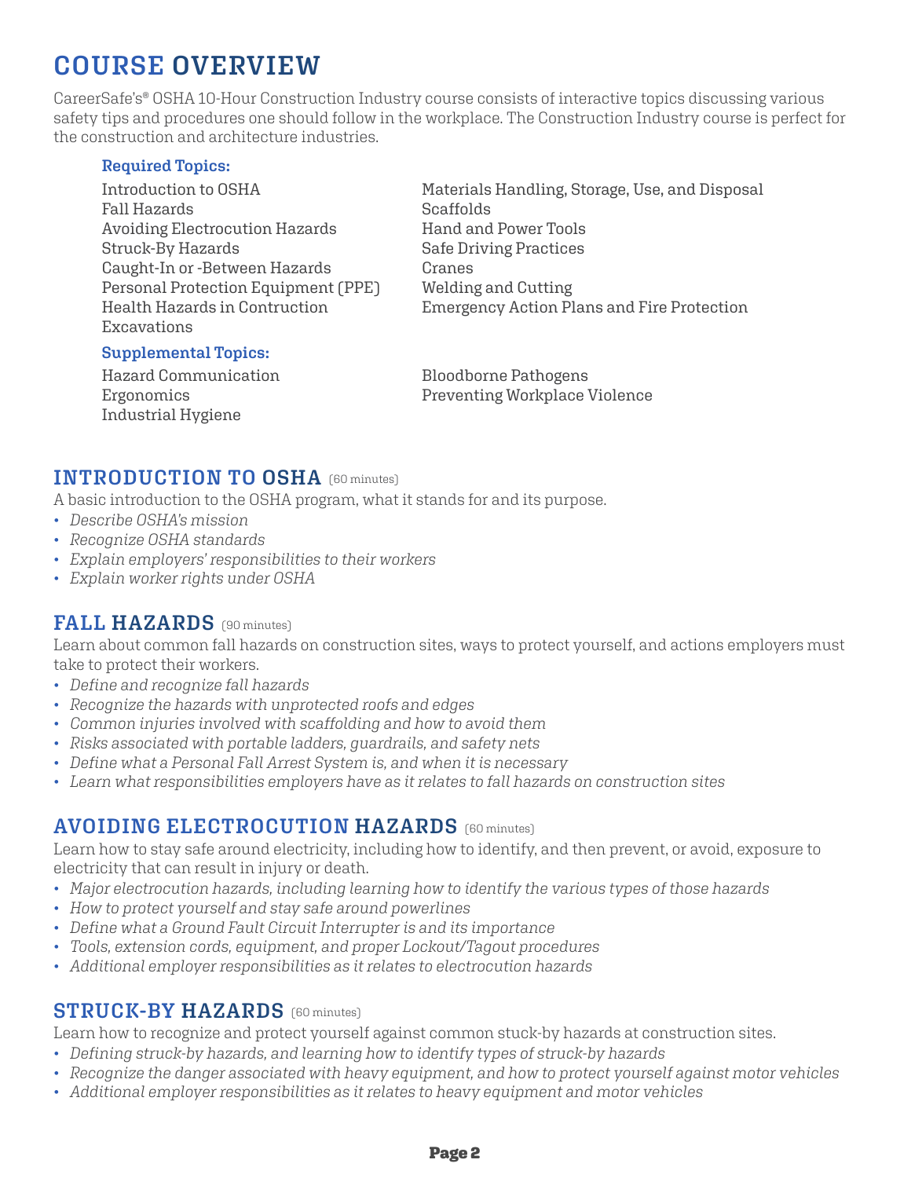# COURSE OVERVIEW

CareerSafe's® OSHA 10-Hour Construction Industry course consists of interactive topics discussing various safety tips and procedures one should follow in the workplace. The Construction Industry course is perfect for the construction and architecture industries.

**Required Topics:**

Introduction to OSHA
Fall Hazards
Avoiding Electrocution Hazards
Struck-By Hazards
Caught-In or -Between Hazards
Personal Protection Equipment (PPE)
Health Hazards in Contruction
Excavations
Materials Handling, Storage, Use, and Disposal
Scaffolds
Hand and Power Tools
Safe Driving Practices
Cranes
Welding and Cutting
Emergency Action Plans and Fire Protection

**Supplemental Topics:**

Hazard Communication
Ergonomics
Industrial Hygiene
Bloodborne Pathogens
Preventing Workplace Violence

## INTRODUCTION TO OSHA (60 minutes)

A basic introduction to the OSHA program, what it stands for and its purpose.

- *Describe OSHA's mission*
- *Recognize OSHA standards*
- *Explain employers' responsibilities to their workers*
- *Explain worker rights under OSHA*

## FALL HAZARDS (90 minutes)

Learn about common fall hazards on construction sites, ways to protect yourself, and actions employers must take to protect their workers.

- *Define and recognize fall hazards*
- *Recognize the hazards with unprotected roofs and edges*
- *Common injuries involved with scaffolding and how to avoid them*
- *Risks associated with portable ladders, guardrails, and safety nets*
- *Define what a Personal Fall Arrest System is, and when it is necessary*
- *Learn what responsibilities employers have as it relates to fall hazards on construction sites*

## AVOIDING ELECTROCUTION HAZARDS (60 minutes)

Learn how to stay safe around electricity, including how to identify, and then prevent, or avoid, exposure to electricity that can result in injury or death.

- *Major electrocution hazards, including learning how to identify the various types of those hazards*
- *How to protect yourself and stay safe around powerlines*
- *Define what a Ground Fault Circuit Interrupter is and its importance*
- *Tools, extension cords, equipment, and proper Lockout/Tagout procedures*
- *Additional employer responsibilities as it relates to electrocution hazards*

## STRUCK-BY HAZARDS (60 minutes)

Learn how to recognize and protect yourself against common stuck-by hazards at construction sites.

- *Defining struck-by hazards, and learning how to identify types of struck-by hazards*
- *Recognize the danger associated with heavy equipment, and how to protect yourself against motor vehicles*
- *Additional employer responsibilities as it relates to heavy equipment and motor vehicles*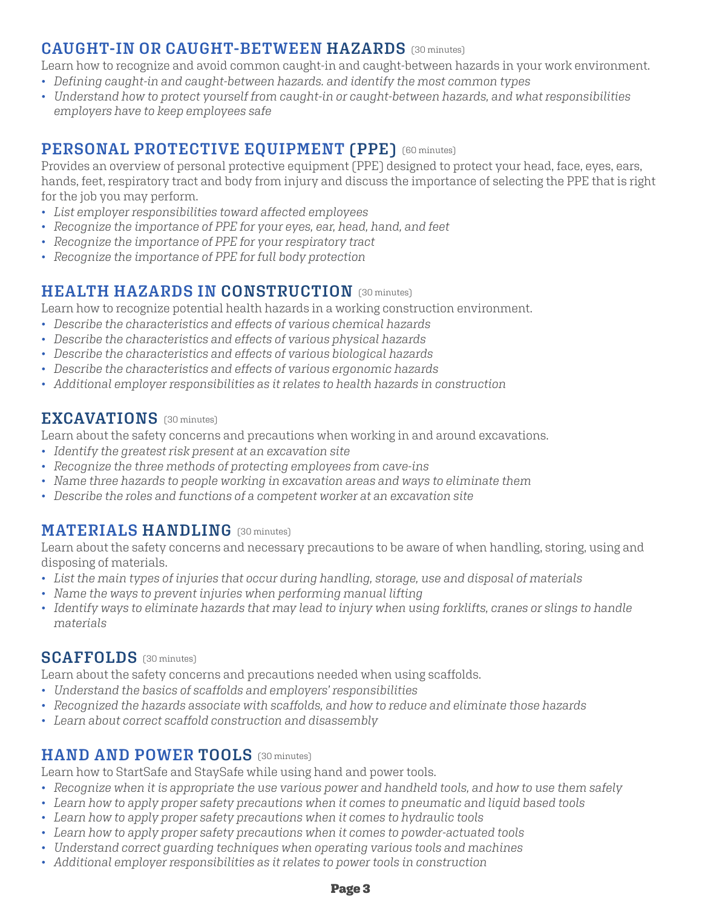## CAUGHT-IN OR CAUGHT-BETWEEN HAZARDS (30 minutes)

Learn how to recognize and avoid common caught-in and caught-between hazards in your work environment.

- *Defining caught-in and caught-between hazards. and identify the most common types*
- *Understand how to protect yourself from caught-in or caught-between hazards, and what responsibilities employers have to keep employees safe*

## PERSONAL PROTECTIVE EQUIPMENT (PPE) (60 minutes)

Provides an overview of personal protective equipment (PPE) designed to protect your head, face, eyes, ears, hands, feet, respiratory tract and body from injury and discuss the importance of selecting the PPE that is right for the job you may perform.

- *List employer responsibilities toward affected employees*
- *Recognize the importance of PPE for your eyes, ear, head, hand, and feet*
- *Recognize the importance of PPE for your respiratory tract*
- *Recognize the importance of PPE for full body protection*

## HEALTH HAZARDS IN CONSTRUCTION (30 minutes)

Learn how to recognize potential health hazards in a working construction environment.

- *Describe the characteristics and effects of various chemical hazards*
- *Describe the characteristics and effects of various physical hazards*
- *Describe the characteristics and effects of various biological hazards*
- *Describe the characteristics and effects of various ergonomic hazards*
- *Additional employer responsibilities as it relates to health hazards in construction*

## EXCAVATIONS (30 minutes)

Learn about the safety concerns and precautions when working in and around excavations.

- *Identify the greatest risk present at an excavation site*
- *Recognize the three methods of protecting employees from cave-ins*
- *Name three hazards to people working in excavation areas and ways to eliminate them*
- *Describe the roles and functions of a competent worker at an excavation site*

## MATERIALS HANDLING (30 minutes)

Learn about the safety concerns and necessary precautions to be aware of when handling, storing, using and disposing of materials.

- *List the main types of injuries that occur during handling, storage, use and disposal of materials*
- *Name the ways to prevent injuries when performing manual lifting*
- *Identify ways to eliminate hazards that may lead to injury when using forklifts, cranes or slings to handle materials*

## SCAFFOLDS (30 minutes)

Learn about the safety concerns and precautions needed when using scaffolds.

- *Understand the basics of scaffolds and employers' responsibilities*
- *Recognized the hazards associate with scaffolds, and how to reduce and eliminate those hazards*
- *Learn about correct scaffold construction and disassembly*

## HAND AND POWER TOOLS (30 minutes)

Learn how to StartSafe and StaySafe while using hand and power tools.

- *Recognize when it is appropriate the use various power and handheld tools, and how to use them safely*
- *Learn how to apply proper safety precautions when it comes to pneumatic and liquid based tools*
- *Learn how to apply proper safety precautions when it comes to hydraulic tools*
- *Learn how to apply proper safety precautions when it comes to powder-actuated tools*
- *Understand correct guarding techniques when operating various tools and machines*
- *Additional employer responsibilities as it relates to power tools in construction*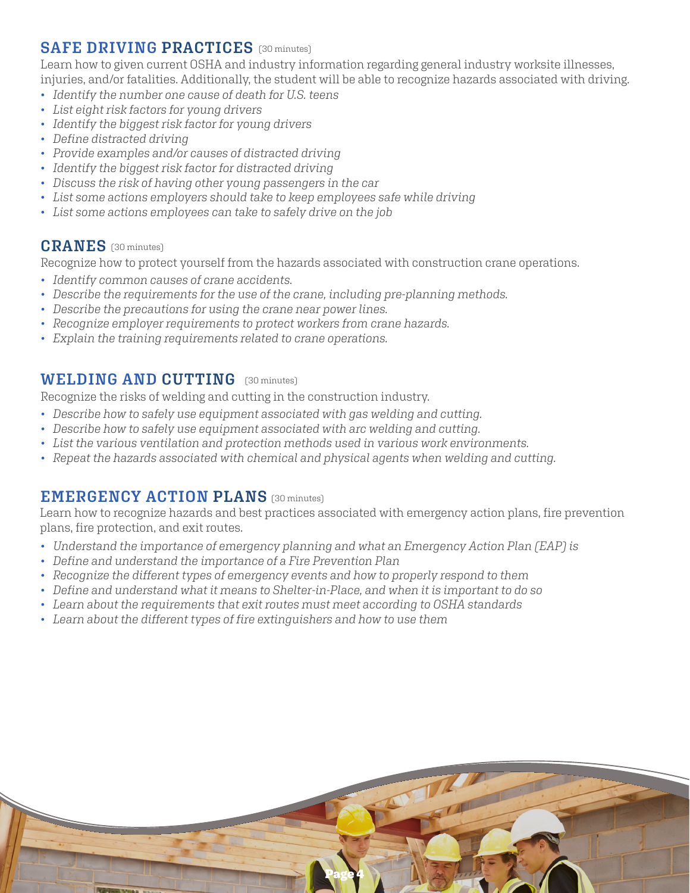## SAFE DRIVING PRACTICES (30 minutes)

Learn how to given current OSHA and industry information regarding general industry worksite illnesses, injuries, and/or fatalities. Additionally, the student will be able to recognize hazards associated with driving.

- *Identify the number one cause of death for U.S. teens*
- *List eight risk factors for young drivers*
- *Identify the biggest risk factor for young drivers*
- *Define distracted driving*
- *Provide examples and/or causes of distracted driving*
- *Identify the biggest risk factor for distracted driving*
- *Discuss the risk of having other young passengers in the car*
- *List some actions employers should take to keep employees safe while driving*
- *List some actions employees can take to safely drive on the job*

## CRANES (30 minutes)

Recognize how to protect yourself from the hazards associated with construction crane operations.

- *Identify common causes of crane accidents.*
- *Describe the requirements for the use of the crane, including pre-planning methods.*
- *Describe the precautions for using the crane near power lines.*
- *Recognize employer requirements to protect workers from crane hazards.*
- *Explain the training requirements related to crane operations.*

## WELDING AND CUTTING (30 minutes)

Recognize the risks of welding and cutting in the construction industry.

- *Describe how to safely use equipment associated with gas welding and cutting.*
- *Describe how to safely use equipment associated with arc welding and cutting.*
- *List the various ventilation and protection methods used in various work environments.*
- *Repeat the hazards associated with chemical and physical agents when welding and cutting.*

## EMERGENCY ACTION PLANS (30 minutes)

Learn how to recognize hazards and best practices associated with emergency action plans, fire prevention plans, fire protection, and exit routes.

- *Understand the importance of emergency planning and what an Emergency Action Plan (EAP) is*
- *Define and understand the importance of a Fire Prevention Plan*
- *Recognize the different types of emergency events and how to properly respond to them*
- *Define and understand what it means to Shelter-in-Place, and when it is important to do so*
- *Learn about the requirements that exit routes must meet according to OSHA standards*
- *Learn about the different types of fire extinguishers and how to use them*